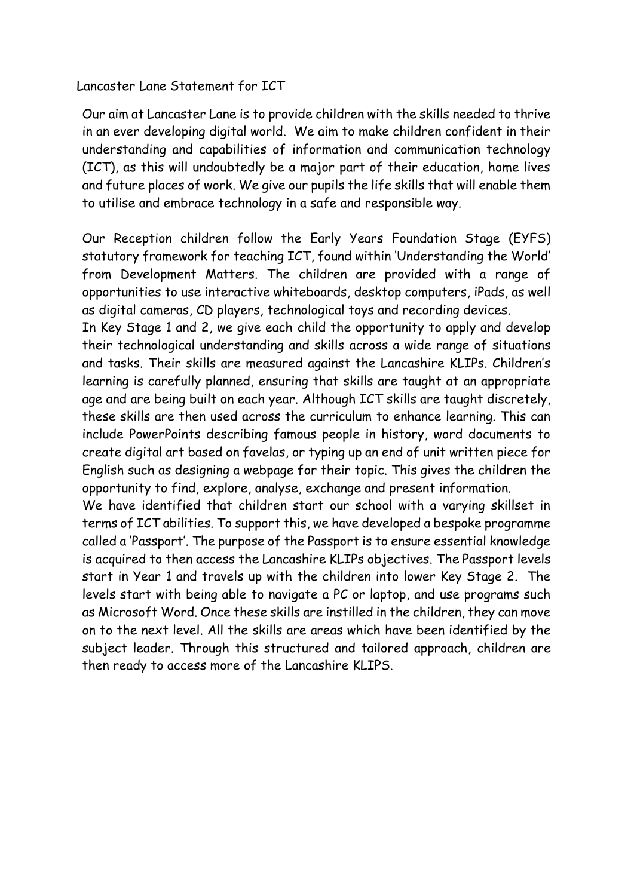Lancaster Lane Statement for ICT

Our aim at Lancaster Lane is to provide children with the skills needed to thrive in an ever developing digital world. We aim to make children confident in their understanding and capabilities of information and communication technology (ICT), as this will undoubtedly be a major part of their education, home lives and future places of work. We give our pupils the life skills that will enable them to utilise and embrace technology in a safe and responsible way.

Our Reception children follow the Early Years Foundation Stage (EYFS) statutory framework for teaching ICT, found within 'Understanding the World' from Development Matters. The children are provided with a range of opportunities to use interactive whiteboards, desktop computers, iPads, as well as digital cameras, CD players, technological toys and recording devices.

In Key Stage 1 and 2, we give each child the opportunity to apply and develop their technological understanding and skills across a wide range of situations and tasks. Their skills are measured against the Lancashire KLIPs. Children's learning is carefully planned, ensuring that skills are taught at an appropriate age and are being built on each year. Although ICT skills are taught discretely, these skills are then used across the curriculum to enhance learning. This can include PowerPoints describing famous people in history, word documents to create digital art based on favelas, or typing up an end of unit written piece for English such as designing a webpage for their topic. This gives the children the opportunity to find, explore, analyse, exchange and present information.

We have identified that children start our school with a varying skillset in terms of ICT abilities. To support this, we have developed a bespoke programme called a 'Passport'. The purpose of the Passport is to ensure essential knowledge is acquired to then access the Lancashire KLIPs objectives. The Passport levels start in Year 1 and travels up with the children into lower Key Stage 2. The levels start with being able to navigate a PC or laptop, and use programs such as Microsoft Word. Once these skills are instilled in the children, they can move on to the next level. All the skills are areas which have been identified by the subject leader. Through this structured and tailored approach, children are then ready to access more of the Lancashire KLIPS.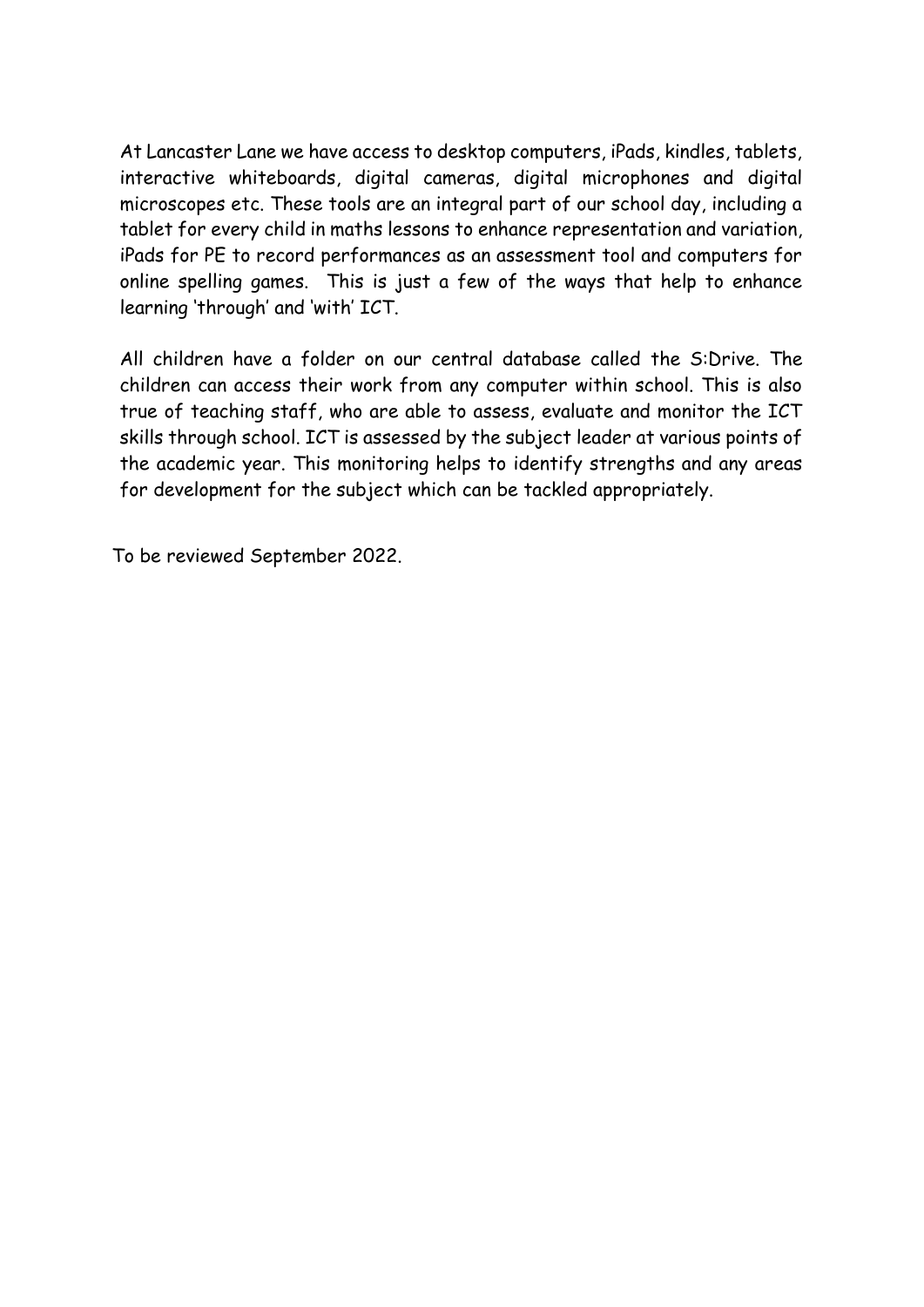At Lancaster Lane we have access to desktop computers, iPads, kindles, tablets, interactive whiteboards, digital cameras, digital microphones and digital microscopes etc. These tools are an integral part of our school day, including a tablet for every child in maths lessons to enhance representation and variation, iPads for PE to record performances as an assessment tool and computers for online spelling games. This is just a few of the ways that help to enhance learning 'through' and 'with' ICT.

All children have a folder on our central database called the S:Drive. The children can access their work from any computer within school. This is also true of teaching staff, who are able to assess, evaluate and monitor the ICT skills through school. ICT is assessed by the subject leader at various points of the academic year. This monitoring helps to identify strengths and any areas for development for the subject which can be tackled appropriately.

To be reviewed September 2022.